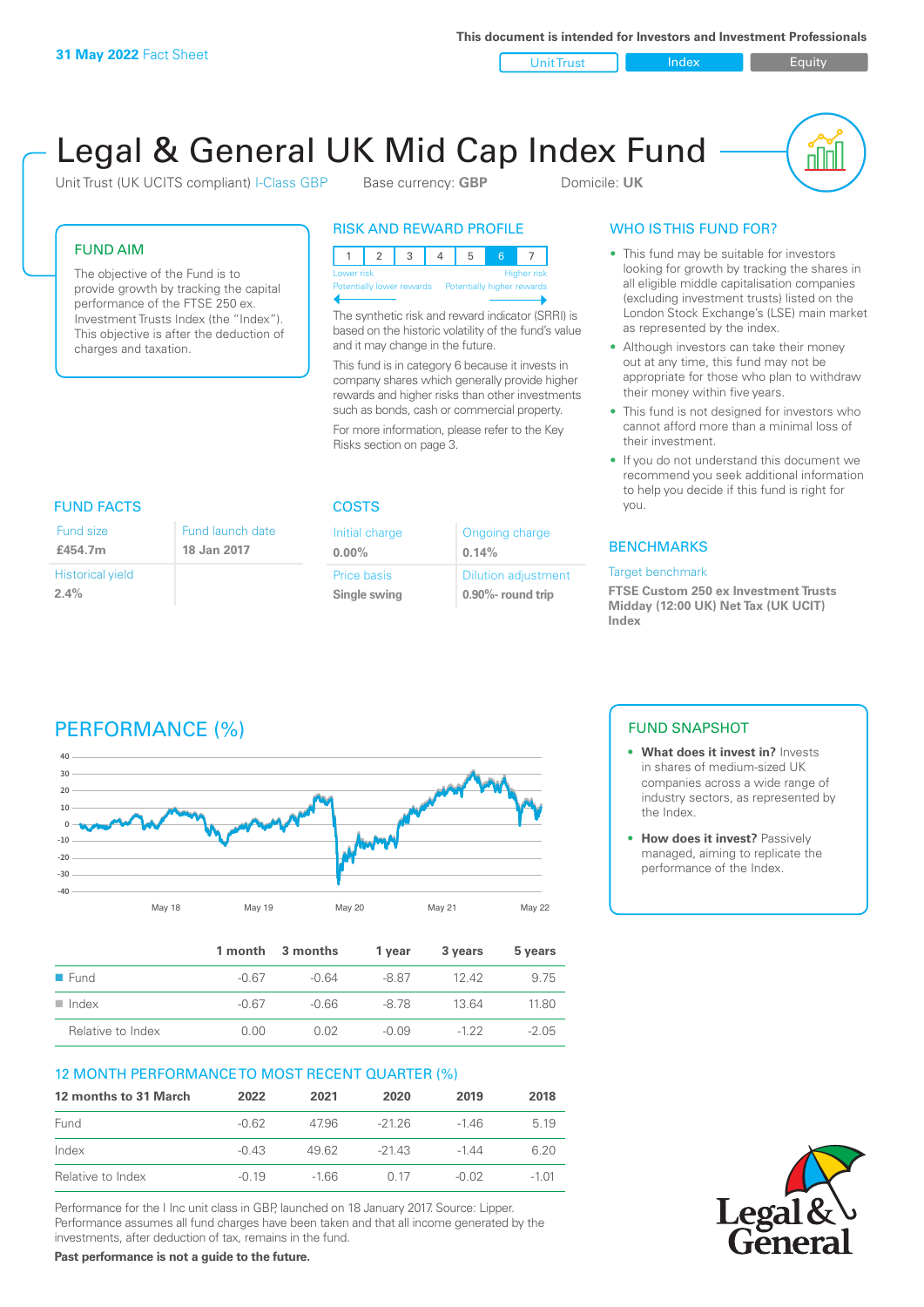**31 May 2022** Fact Sheet

This document is intended for Investors and Investment Professionals

Unit Trust | Index | Equity

# Legal & General UK Mid Cap Index Fund

Unit Trust (UK UCITS compliant) I-Class GBP    Base currency: **GBP**    Domicile: **UK**

## FUND AIM

The objective of the Fund is to provide growth by tracking the capital performance of the FTSE 250 ex. Investment Trusts Index (the "Index"). This objective is after the deduction of charges and taxation.

## RISK AND REWARD PROFILE

| 1 | 2 | 3 | 4 | 5 | 6 | 7 |
|---|---|---|---|---|---|---|

Lower risk — Potentially lower rewards | Higher risk — Potentially higher rewards

The synthetic risk and reward indicator (SRRI) is based on the historic volatility of the fund's value and it may change in the future.

This fund is in category 6 because it invests in company shares which generally provide higher rewards and higher risks than other investments such as bonds, cash or commercial property.

For more information, please refer to the Key Risks section on page 3.

## WHO IS THIS FUND FOR?

- This fund may be suitable for investors looking for growth by tracking the shares in all eligible middle capitalisation companies (excluding investment trusts) listed on the London Stock Exchange's (LSE) main market as represented by the index.
- Although investors can take their money out at any time, this fund may not be appropriate for those who plan to withdraw their money within five years.
- This fund is not designed for investors who cannot afford more than a minimal loss of their investment.
- If you do not understand this document we recommend you seek additional information to help you decide if this fund is right for you.

## FUND FACTS

| Fund size | Fund launch date |
|---|---|
| **£454.7m** | **18 Jan 2017** |
| Historical yield | |
| **2.4%** | |

## COSTS

| Initial charge | Ongoing charge |
|---|---|
| **0.00%** | **0.14%** |
| Price basis | Dilution adjustment |
| **Single swing** | **0.90%- round trip** |

## BENCHMARKS

Target benchmark

**FTSE Custom 250 ex Investment Trusts Midday (12:00 UK) Net Tax (UK UCIT) Index**

## PERFORMANCE (%)

## FUND SNAPSHOT

- **What does it invest in?** Invests in shares of medium-sized UK companies across a wide range of industry sectors, as represented by the Index.
- **How does it invest?** Passively managed, aiming to replicate the performance of the Index.

| | 1 month | 3 months | 1 year | 3 years | 5 years |
|---|---|---|---|---|---|
| Fund | -0.67 | -0.64 | -8.87 | 12.42 | 9.75 |
| Index | -0.67 | -0.66 | -8.78 | 13.64 | 11.80 |
| Relative to Index | 0.00 | 0.02 | -0.09 | -1.22 | -2.05 |

## 12 MONTH PERFORMANCE TO MOST RECENT QUARTER (%)

| 12 months to 31 March | 2022 | 2021 | 2020 | 2019 | 2018 |
|---|---|---|---|---|---|
| Fund | -0.62 | 47.96 | -21.26 | -1.46 | 5.19 |
| Index | -0.43 | 49.62 | -21.43 | -1.44 | 6.20 |
| Relative to Index | -0.19 | -1.66 | 0.17 | -0.02 | -1.01 |

Performance for the I Inc unit class in GBP, launched on 18 January 2017. Source: Lipper. Performance assumes all fund charges have been taken and that all income generated by the investments, after deduction of tax, remains in the fund.

**Past performance is not a guide to the future.**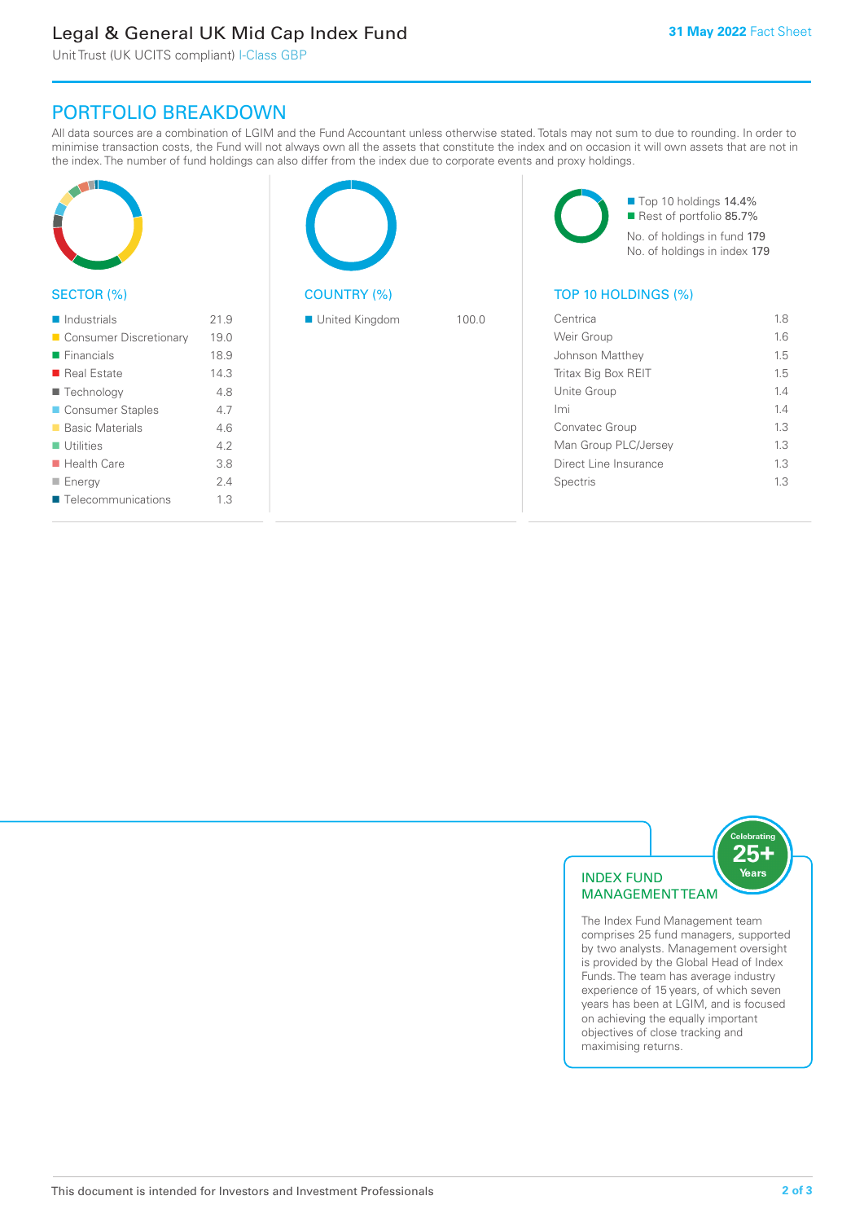## PORTFOLIO BREAKDOWN

All data sources are a combination of LGIM and the Fund Accountant unless otherwise stated. Totals may not sum to due to rounding. In order to minimise transaction costs, the Fund will not always own all the assets that constitute the index and on occasion it will own assets that are not in the index. The number of fund holdings can also differ from the index due to corporate events and proxy holdings.

### SECTOR (%)

| Sector | % |
|---|---|
| Industrials | 21.9 |
| Consumer Discretionary | 19.0 |
| Financials | 18.9 |
| Real Estate | 14.3 |
| Technology | 4.8 |
| Consumer Staples | 4.7 |
| Basic Materials | 4.6 |
| Utilities | 4.2 |
| Health Care | 3.8 |
| Energy | 2.4 |
| Telecommunications | 1.3 |

### COUNTRY (%)

| Country | % |
|---|---|
| United Kingdom | 100.0 |

- Top 10 holdings 14.4%
- Rest of portfolio 85.7%

No. of holdings in fund 179
No. of holdings in index 179

### TOP 10 HOLDINGS (%)

| Holding | % |
|---|---|
| Centrica | 1.8 |
| Weir Group | 1.6 |
| Johnson Matthey | 1.5 |
| Tritax Big Box REIT | 1.5 |
| Unite Group | 1.4 |
| Imi | 1.4 |
| Convatec Group | 1.3 |
| Man Group PLC/Jersey | 1.3 |
| Direct Line Insurance | 1.3 |
| Spectris | 1.3 |

### INDEX FUND MANAGEMENT TEAM

Celebrating 25+ Years

The Index Fund Management team comprises 25 fund managers, supported by two analysts. Management oversight is provided by the Global Head of Index Funds. The team has average industry experience of 15 years, of which seven years has been at LGIM, and is focused on achieving the equally important objectives of close tracking and maximising returns.

This document is intended for Investors and Investment Professionals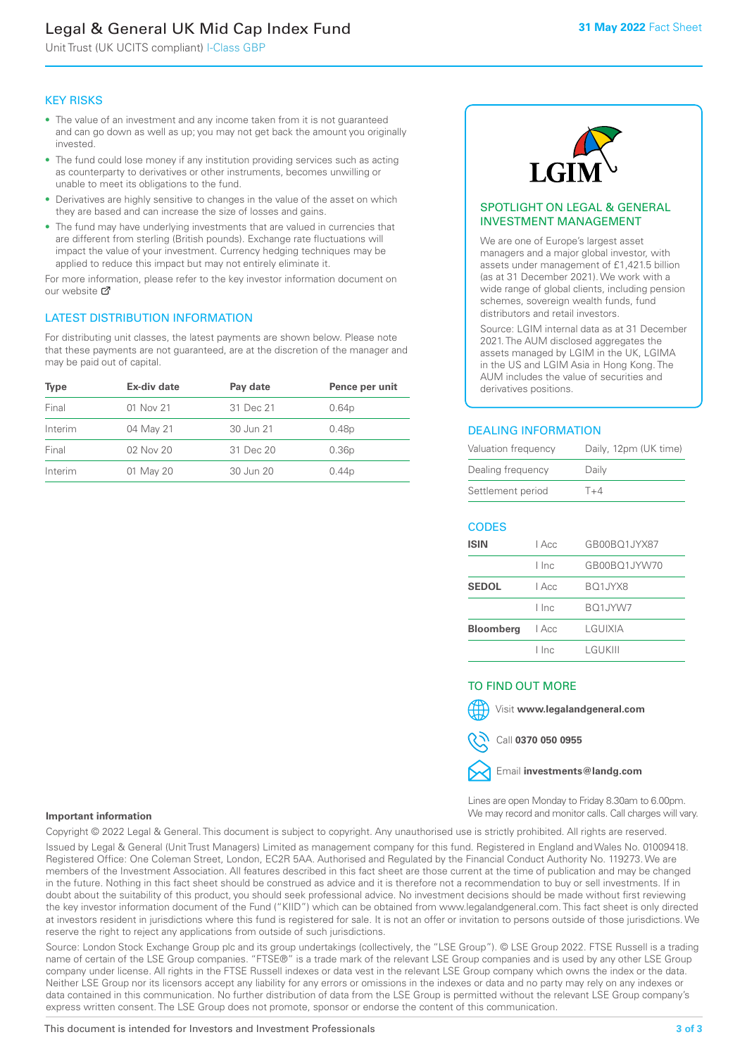# Legal & General UK Mid Cap Index Fund

Unit Trust (UK UCITS compliant) I-Class GBP

31 May 2022 Fact Sheet

## KEY RISKS

- The value of an investment and any income taken from it is not guaranteed and can go down as well as up; you may not get back the amount you originally invested.
- The fund could lose money if any institution providing services such as acting as counterparty to derivatives or other instruments, becomes unwilling or unable to meet its obligations to the fund.
- Derivatives are highly sensitive to changes in the value of the asset on which they are based and can increase the size of losses and gains.
- The fund may have underlying investments that are valued in currencies that are different from sterling (British pounds). Exchange rate fluctuations will impact the value of your investment. Currency hedging techniques may be applied to reduce this impact but may not entirely eliminate it.

For more information, please refer to the key investor information document on our website

## LATEST DISTRIBUTION INFORMATION

For distributing unit classes, the latest payments are shown below. Please note that these payments are not guaranteed, are at the discretion of the manager and may be paid out of capital.

| Type | Ex-div date | Pay date | Pence per unit |
|---|---|---|---|
| Final | 01 Nov 21 | 31 Dec 21 | 0.64p |
| Interim | 04 May 21 | 30 Jun 21 | 0.48p |
| Final | 02 Nov 20 | 31 Dec 20 | 0.36p |
| Interim | 01 May 20 | 30 Jun 20 | 0.44p |

## SPOTLIGHT ON LEGAL & GENERAL INVESTMENT MANAGEMENT

We are one of Europe's largest asset managers and a major global investor, with assets under management of £1,421.5 billion (as at 31 December 2021). We work with a wide range of global clients, including pension schemes, sovereign wealth funds, fund distributors and retail investors.

Source: LGIM internal data as at 31 December 2021. The AUM disclosed aggregates the assets managed by LGIM in the UK, LGIMA in the US and LGIM Asia in Hong Kong. The AUM includes the value of securities and derivatives positions.

## DEALING INFORMATION

| | |
|---|---|
| Valuation frequency | Daily, 12pm (UK time) |
| Dealing frequency | Daily |
| Settlement period | T+4 |

## CODES

| | | |
|---|---|---|
| **ISIN** | I Acc | GB00BQ1JYX87 |
| | I Inc | GB00BQ1JYW70 |
| **SEDOL** | I Acc | BQ1JYX8 |
| | I Inc | BQ1JYW7 |
| **Bloomberg** | I Acc | LGUIXIA |
| | I Inc | LGUKIII |

## TO FIND OUT MORE

Visit **www.legalandgeneral.com**

Call **0370 050 0955**

Email **investments@landg.com**

Lines are open Monday to Friday 8.30am to 6.00pm. We may record and monitor calls. Call charges will vary.

**Important information**

Copyright © 2022 Legal & General. This document is subject to copyright. Any unauthorised use is strictly prohibited. All rights are reserved.

Issued by Legal & General (Unit Trust Managers) Limited as management company for this fund. Registered in England and Wales No. 01009418. Registered Office: One Coleman Street, London, EC2R 5AA. Authorised and Regulated by the Financial Conduct Authority No. 119273. We are members of the Investment Association. All features described in this fact sheet are those current at the time of publication and may be changed in the future. Nothing in this fact sheet should be construed as advice and it is therefore not a recommendation to buy or sell investments. If in doubt about the suitability of this product, you should seek professional advice. No investment decisions should be made without first reviewing the key investor information document of the Fund ("KIID") which can be obtained from www.legalandgeneral.com. This fact sheet is only directed at investors resident in jurisdictions where this fund is registered for sale. It is not an offer or invitation to persons outside of those jurisdictions. We reserve the right to reject any applications from outside of such jurisdictions.

Source: London Stock Exchange Group plc and its group undertakings (collectively, the "LSE Group"). © LSE Group 2022. FTSE Russell is a trading name of certain of the LSE Group companies. "FTSE®" is a trade mark of the relevant LSE Group companies and is used by any other LSE Group company under license. All rights in the FTSE Russell indexes or data vest in the relevant LSE Group company which owns the index or the data. Neither LSE Group nor its licensors accept any liability for any errors or omissions in the indexes or data and no party may rely on any indexes or data contained in this communication. No further distribution of data from the LSE Group is permitted without the relevant LSE Group company's express written consent. The LSE Group does not promote, sponsor or endorse the content of this communication.

This document is intended for Investors and Investment Professionals